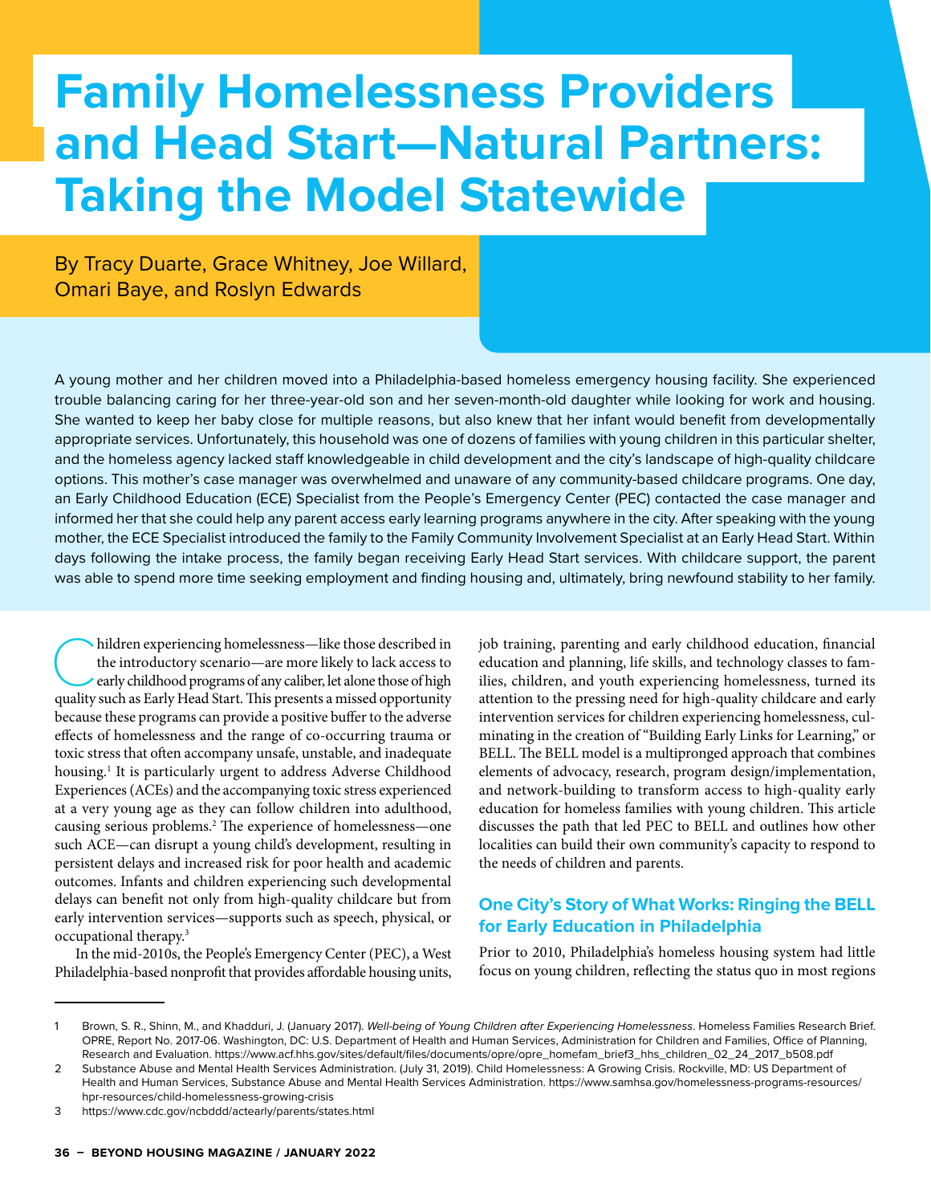# Family Homelessness Providers and Head Start—Natural Partners: Taking the Model Statewide

By Tracy Duarte, Grace Whitney, Joe Willard, Omari Baye, and Roslyn Edwards

A young mother and her children moved into a Philadelphia-based homeless emergency housing facility. She experienced trouble balancing caring for her three-year-old son and her seven-month-old daughter while looking for work and housing. She wanted to keep her baby close for multiple reasons, but also knew that her infant would benefit from developmentally appropriate services. Unfortunately, this household was one of dozens of families with young children in this particular shelter, and the homeless agency lacked staff knowledgeable in child development and the city's landscape of high-quality childcare options. This mother's case manager was overwhelmed and unaware of any community-based childcare programs. One day, an Early Childhood Education (ECE) Specialist from the People's Emergency Center (PEC) contacted the case manager and informed her that she could help any parent access early learning programs anywhere in the city. After speaking with the young mother, the ECE Specialist introduced the family to the Family Community Involvement Specialist at an Early Head Start. Within days following the intake process, the family began receiving Early Head Start services. With childcare support, the parent was able to spend more time seeking employment and finding housing and, ultimately, bring newfound stability to her family.

Children experiencing homelessness—like those described in the introductory scenario—are more likely to lack access to early childhood programs of any caliber, let alone those of high quality such as Early Head Start. This presents a missed opportunity because these programs can provide a positive buffer to the adverse effects of homelessness and the range of co-occurring trauma or toxic stress that often accompany unsafe, unstable, and inadequate housing.[1] It is particularly urgent to address Adverse Childhood Experiences (ACEs) and the accompanying toxic stress experienced at a very young age as they can follow children into adulthood, causing serious problems.[2] The experience of homelessness—one such ACE—can disrupt a young child's development, resulting in persistent delays and increased risk for poor health and academic outcomes. Infants and children experiencing such developmental delays can benefit not only from high-quality childcare but from early intervention services—supports such as speech, physical, or occupational therapy.[3]

In the mid-2010s, the People's Emergency Center (PEC), a West Philadelphia-based nonprofit that provides affordable housing units, job training, parenting and early childhood education, financial education and planning, life skills, and technology classes to families, children, and youth experiencing homelessness, turned its attention to the pressing need for high-quality childcare and early intervention services for children experiencing homelessness, culminating in the creation of "Building Early Links for Learning," or BELL. The BELL model is a multipronged approach that combines elements of advocacy, research, program design/implementation, and network-building to transform access to high-quality early education for homeless families with young children. This article discusses the path that led PEC to BELL and outlines how other localities can build their own community's capacity to respond to the needs of children and parents.

## One City's Story of What Works: Ringing the BELL for Early Education in Philadelphia

Prior to 2010, Philadelphia's homeless housing system had little focus on young children, reflecting the status quo in most regions

---

1 Brown, S. R., Shinn, M., and Khadduri, J. (January 2017). *Well-being of Young Children after Experiencing Homelessness*. Homeless Families Research Brief. OPRE, Report No. 2017-06. Washington, DC: U.S. Department of Health and Human Services, Administration for Children and Families, Office of Planning, Research and Evaluation. https://www.acf.hhs.gov/sites/default/files/documents/opre/opre_homefam_brief3_hhs_children_02_24_2017_b508.pdf

2 Substance Abuse and Mental Health Services Administration. (July 31, 2019). Child Homelessness: A Growing Crisis. Rockville, MD: US Department of Health and Human Services, Substance Abuse and Mental Health Services Administration. https://www.samhsa.gov/homelessness-programs-resources/hpr-resources/child-homelessness-growing-crisis

3 https://www.cdc.gov/ncbddd/actearly/parents/states.html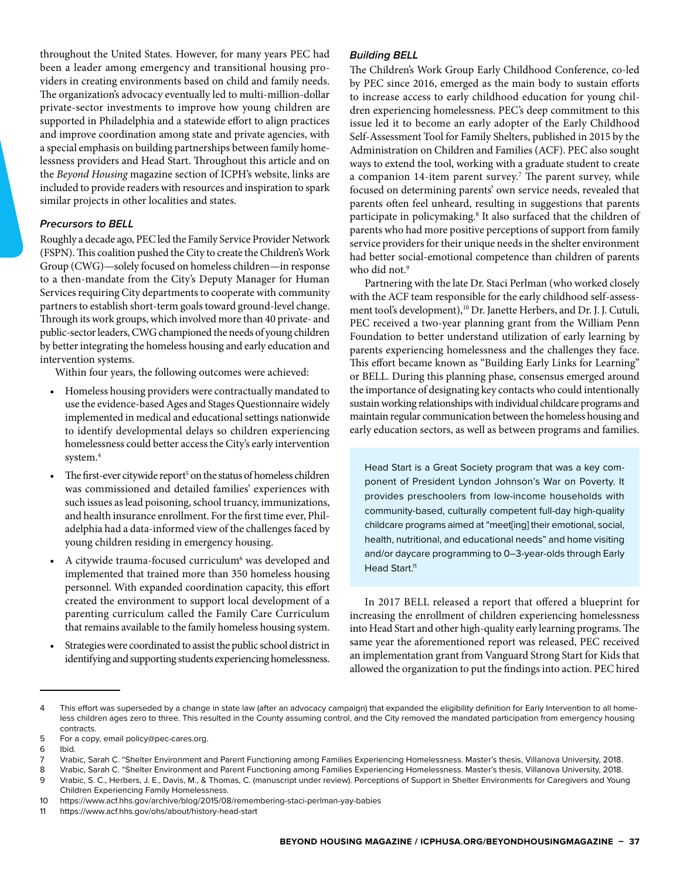throughout the United States. However, for many years PEC had been a leader among emergency and transitional housing providers in creating environments based on child and family needs. The organization's advocacy eventually led to multi-million-dollar private-sector investments to improve how young children are supported in Philadelphia and a statewide effort to align practices and improve coordination among state and private agencies, with a special emphasis on building partnerships between family homelessness providers and Head Start. Throughout this article and on the *Beyond Housing* magazine section of ICPH's website, links are included to provide readers with resources and inspiration to spark similar projects in other localities and states.

### *Precursors to BELL*

Roughly a decade ago, PEC led the Family Service Provider Network (FSPN). This coalition pushed the City to create the Children's Work Group (CWG)—solely focused on homeless children—in response to a then-mandate from the City's Deputy Manager for Human Services requiring City departments to cooperate with community partners to establish short-term goals toward ground-level change. Through its work groups, which involved more than 40 private- and public-sector leaders, CWG championed the needs of young children by better integrating the homeless housing and early education and intervention systems.

Within four years, the following outcomes were achieved:

- Homeless housing providers were contractually mandated to use the evidence-based Ages and Stages Questionnaire widely implemented in medical and educational settings nationwide to identify developmental delays so children experiencing homelessness could better access the City's early intervention system.[4]
- The first-ever citywide report[5] on the status of homeless children was commissioned and detailed families' experiences with such issues as lead poisoning, school truancy, immunizations, and health insurance enrollment. For the first time ever, Philadelphia had a data-informed view of the challenges faced by young children residing in emergency housing.
- A citywide trauma-focused curriculum[6] was developed and implemented that trained more than 350 homeless housing personnel. With expanded coordination capacity, this effort created the environment to support local development of a parenting curriculum called the Family Care Curriculum that remains available to the family homeless housing system.
- Strategies were coordinated to assist the public school district in identifying and supporting students experiencing homelessness.

### *Building BELL*

The Children's Work Group Early Childhood Conference, co-led by PEC since 2016, emerged as the main body to sustain efforts to increase access to early childhood education for young children experiencing homelessness. PEC's deep commitment to this issue led it to become an early adopter of the Early Childhood Self-Assessment Tool for Family Shelters, published in 2015 by the Administration on Children and Families (ACF). PEC also sought ways to extend the tool, working with a graduate student to create a companion 14-item parent survey.[7] The parent survey, while focused on determining parents' own service needs, revealed that parents often feel unheard, resulting in suggestions that parents participate in policymaking.[8] It also surfaced that the children of parents who had more positive perceptions of support from family service providers for their unique needs in the shelter environment had better social-emotional competence than children of parents who did not.[9]

Partnering with the late Dr. Staci Perlman (who worked closely with the ACF team responsible for the early childhood self-assessment tool's development),[10] Dr. Janette Herbers, and Dr. J. J. Cutuli, PEC received a two-year planning grant from the William Penn Foundation to better understand utilization of early learning by parents experiencing homelessness and the challenges they face. This effort became known as "Building Early Links for Learning" or BELL. During this planning phase, consensus emerged around the importance of designating key contacts who could intentionally sustain working relationships with individual childcare programs and maintain regular communication between the homeless housing and early education sectors, as well as between programs and families.

> Head Start is a Great Society program that was a key component of President Lyndon Johnson's War on Poverty. It provides preschoolers from low-income households with community-based, culturally competent full-day high-quality childcare programs aimed at "meet[ing] their emotional, social, health, nutritional, and educational needs" and home visiting and/or daycare programming to 0–3-year-olds through Early Head Start.[11]

In 2017 BELL released a report that offered a blueprint for increasing the enrollment of children experiencing homelessness into Head Start and other high-quality early learning programs. The same year the aforementioned report was released, PEC received an implementation grant from Vanguard Strong Start for Kids that allowed the organization to put the findings into action. PEC hired

---

4 This effort was superseded by a change in state law (after an advocacy campaign) that expanded the eligibility definition for Early Intervention to all homeless children ages zero to three. This resulted in the County assuming control, and the City removed the mandated participation from emergency housing contracts.

5 For a copy, email policy@pec-cares.org.

6 Ibid.

7 Vrabic, Sarah C. "Shelter Environment and Parent Functioning among Families Experiencing Homelessness. Master's thesis, Villanova University, 2018.

8 Vrabic, Sarah C. "Shelter Environment and Parent Functioning among Families Experiencing Homelessness. Master's thesis, Villanova University, 2018.

9 Vrabic, S. C., Herbers, J. E., Davis, M., & Thomas, C. (manuscript under review). Perceptions of Support in Shelter Environments for Caregivers and Young Children Experiencing Family Homelessness.

10 https://www.acf.hhs.gov/archive/blog/2015/08/remembering-staci-perlman-yay-babies

11 https://www.acf.hhs.gov/ohs/about/history-head-start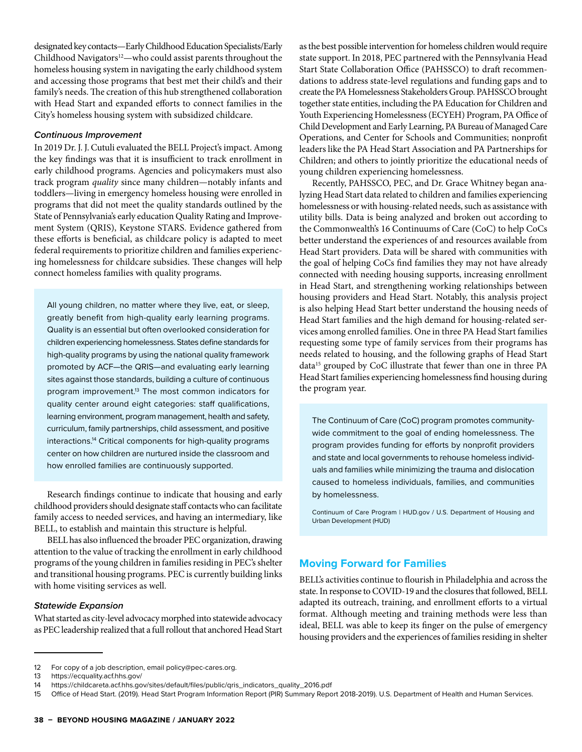designated key contacts—Early Childhood Education Specialists/Early Childhood Navigators[12]—who could assist parents throughout the homeless housing system in navigating the early childhood system and accessing those programs that best met their child's and their family's needs. The creation of this hub strengthened collaboration with Head Start and expanded efforts to connect families in the City's homeless housing system with subsidized childcare.

### *Continuous Improvement*

In 2019 Dr. J. J. Cutuli evaluated the BELL Project's impact. Among the key findings was that it is insufficient to track enrollment in early childhood programs. Agencies and policymakers must also track program *quality* since many children—notably infants and toddlers—living in emergency homeless housing were enrolled in programs that did not meet the quality standards outlined by the State of Pennsylvania's early education Quality Rating and Improvement System (QRIS), Keystone STARS. Evidence gathered from these efforts is beneficial, as childcare policy is adapted to meet federal requirements to prioritize children and families experiencing homelessness for childcare subsidies. These changes will help connect homeless families with quality programs.

> All young children, no matter where they live, eat, or sleep, greatly benefit from high-quality early learning programs. Quality is an essential but often overlooked consideration for children experiencing homelessness. States define standards for high-quality programs by using the national quality framework promoted by ACF—the QRIS—and evaluating early learning sites against those standards, building a culture of continuous program improvement.[13] The most common indicators for quality center around eight categories: staff qualifications, learning environment, program management, health and safety, curriculum, family partnerships, child assessment, and positive interactions.[14] Critical components for high-quality programs center on how children are nurtured inside the classroom and how enrolled families are continuously supported.

Research findings continue to indicate that housing and early childhood providers should designate staff contacts who can facilitate family access to needed services, and having an intermediary, like BELL, to establish and maintain this structure is helpful.

BELL has also influenced the broader PEC organization, drawing attention to the value of tracking the enrollment in early childhood programs of the young children in families residing in PEC's shelter and transitional housing programs. PEC is currently building links with home visiting services as well.

### *Statewide Expansion*

What started as city-level advocacy morphed into statewide advocacy as PEC leadership realized that a full rollout that anchored Head Start as the best possible intervention for homeless children would require state support. In 2018, PEC partnered with the Pennsylvania Head Start State Collaboration Office (PAHSSCO) to draft recommendations to address state-level regulations and funding gaps and to create the PA Homelessness Stakeholders Group. PAHSSCO brought together state entities, including the PA Education for Children and Youth Experiencing Homelessness (ECYEH) Program, PA Office of Child Development and Early Learning, PA Bureau of Managed Care Operations, and Center for Schools and Communities; nonprofit leaders like the PA Head Start Association and PA Partnerships for Children; and others to jointly prioritize the educational needs of young children experiencing homelessness.

Recently, PAHSSCO, PEC, and Dr. Grace Whitney began analyzing Head Start data related to children and families experiencing homelessness or with housing-related needs, such as assistance with utility bills. Data is being analyzed and broken out according to the Commonwealth's 16 Continuums of Care (CoC) to help CoCs better understand the experiences of and resources available from Head Start providers. Data will be shared with communities with the goal of helping CoCs find families they may not have already connected with needing housing supports, increasing enrollment in Head Start, and strengthening working relationships between housing providers and Head Start. Notably, this analysis project is also helping Head Start better understand the housing needs of Head Start families and the high demand for housing-related services among enrolled families. One in three PA Head Start families requesting some type of family services from their programs has needs related to housing, and the following graphs of Head Start data[15] grouped by CoC illustrate that fewer than one in three PA Head Start families experiencing homelessness find housing during the program year.

> The Continuum of Care (CoC) program promotes community-wide commitment to the goal of ending homelessness. The program provides funding for efforts by nonprofit providers and state and local governments to rehouse homeless individuals and families while minimizing the trauma and dislocation caused to homeless individuals, families, and communities by homelessness.
>
> Continuum of Care Program | HUD.gov / U.S. Department of Housing and Urban Development (HUD)

## Moving Forward for Families

BELL's activities continue to flourish in Philadelphia and across the state. In response to COVID-19 and the closures that followed, BELL adapted its outreach, training, and enrollment efforts to a virtual format. Although meeting and training methods were less than ideal, BELL was able to keep its finger on the pulse of emergency housing providers and the experiences of families residing in shelter

---

12 For copy of a job description, email policy@pec-cares.org.

13 https://ecquality.acf.hhs.gov/

14 https://childcareta.acf.hhs.gov/sites/default/files/public/qris_indicators_quality_2016.pdf

15 Office of Head Start. (2019). Head Start Program Information Report (PIR) Summary Report 2018-2019). U.S. Department of Health and Human Services.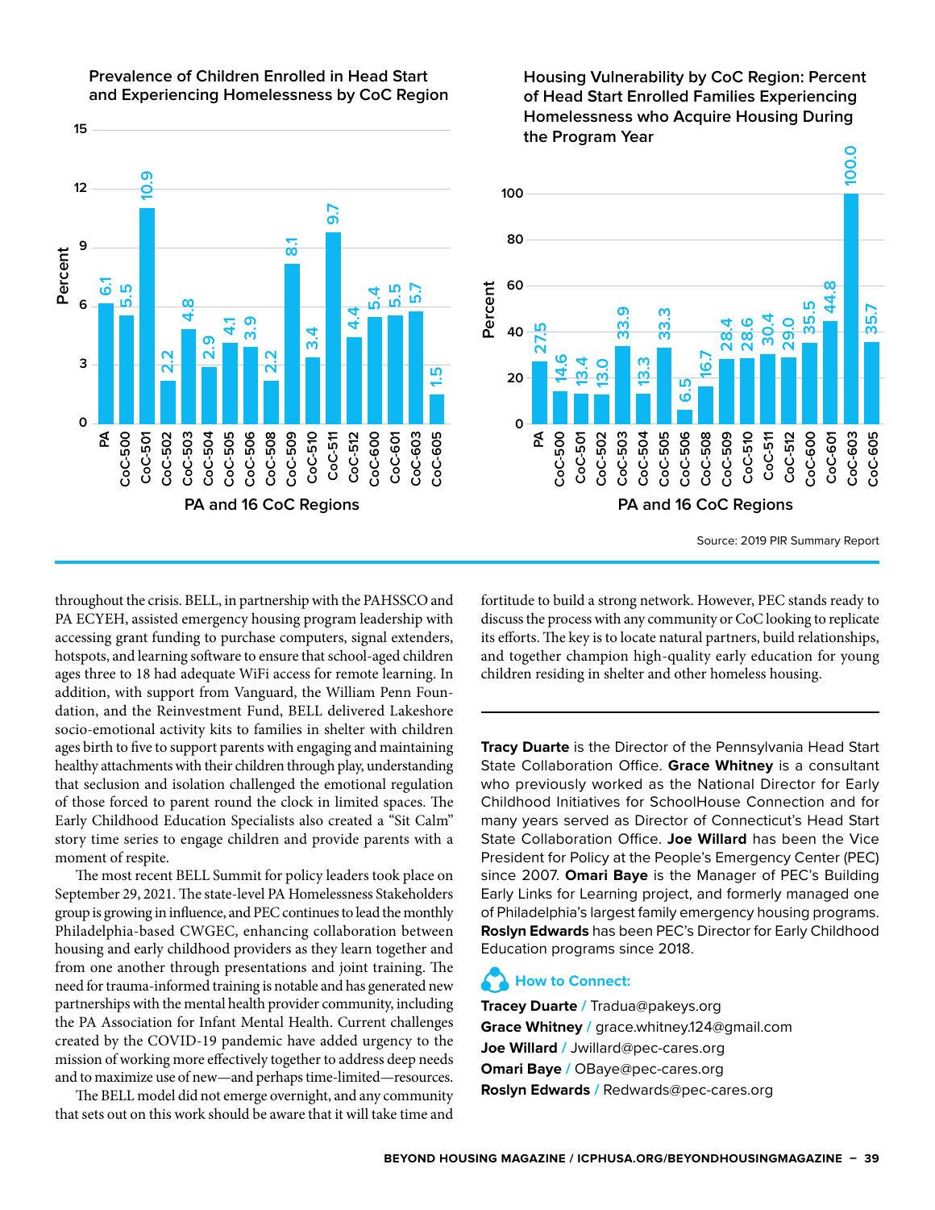**Prevalence of Children Enrolled in Head Start and Experiencing Homelessness by CoC Region**

Percent

15
12
9
6
3
0

6.1
5.5
10.9
2.2
4.8
2.9
4.1
3.9
2.2
8.1
3.4
9.7
4.4
5.4
5.5
5.7
1.5

PA
CoC-500
CoC-501
CoC-502
CoC-503
CoC-504
CoC-505
CoC-506
CoC-508
CoC-509
CoC-510
CoC-511
CoC-512
CoC-600
CoC-601
CoC-603
CoC-605

PA and 16 CoC Regions

**Housing Vulnerability by CoC Region: Percent of Head Start Enrolled Families Experiencing Homelessness who Acquire Housing During the Program Year**

Percent

100
80
60
40
20
0

27.5
14.6
13.4
13.0
33.9
13.3
33.3
6.5
16.7
28.4
28.6
30.4
29.0
35.5
44.8
100.0
35.7

PA
CoC-500
CoC-501
CoC-502
CoC-503
CoC-504
CoC-505
CoC-506
CoC-508
CoC-509
CoC-510
CoC-511
CoC-512
CoC-600
CoC-601
CoC-603
CoC-605

PA and 16 CoC Regions

Source: 2019 PIR Summary Report

throughout the crisis. BELL, in partnership with the PAHSSCO and PA ECYEH, assisted emergency housing program leadership with accessing grant funding to purchase computers, signal extenders, hotspots, and learning software to ensure that school-aged children ages three to 18 had adequate WiFi access for remote learning. In addition, with support from Vanguard, the William Penn Foundation, and the Reinvestment Fund, BELL delivered Lakeshore socio-emotional activity kits to families in shelter with children ages birth to five to support parents with engaging and maintaining healthy attachments with their children through play, understanding that seclusion and isolation challenged the emotional regulation of those forced to parent round the clock in limited spaces. The Early Childhood Education Specialists also created a "Sit Calm" story time series to engage children and provide parents with a moment of respite.

The most recent BELL Summit for policy leaders took place on September 29, 2021. The state-level PA Homelessness Stakeholders group is growing in influence, and PEC continues to lead the monthly Philadelphia-based CWGEC, enhancing collaboration between housing and early childhood providers as they learn together and from one another through presentations and joint training. The need for trauma-informed training is notable and has generated new partnerships with the mental health provider community, including the PA Association for Infant Mental Health. Current challenges created by the COVID-19 pandemic have added urgency to the mission of working more effectively together to address deep needs and to maximize use of new—and perhaps time-limited—resources.

The BELL model did not emerge overnight, and any community that sets out on this work should be aware that it will take time and fortitude to build a strong network. However, PEC stands ready to discuss the process with any community or CoC looking to replicate its efforts. The key is to locate natural partners, build relationships, and together champion high-quality early education for young children residing in shelter and other homeless housing.

---

**Tracy Duarte** is the Director of the Pennsylvania Head Start State Collaboration Office. **Grace Whitney** is a consultant who previously worked as the National Director for Early Childhood Initiatives for SchoolHouse Connection and for many years served as Director of Connecticut's Head Start State Collaboration Office. **Joe Willard** has been the Vice President for Policy at the People's Emergency Center (PEC) since 2007. **Omari Baye** is the Manager of PEC's Building Early Links for Learning project, and formerly managed one of Philadelphia's largest family emergency housing programs. **Roslyn Edwards** has been PEC's Director for Early Childhood Education programs since 2018.

**How to Connect:**

**Tracey Duarte** / Tradua@pakeys.org
**Grace Whitney** / grace.whitney.124@gmail.com
**Joe Willard** / Jwillard@pec-cares.org
**Omari Baye** / OBaye@pec-cares.org
**Roslyn Edwards** / Redwards@pec-cares.org